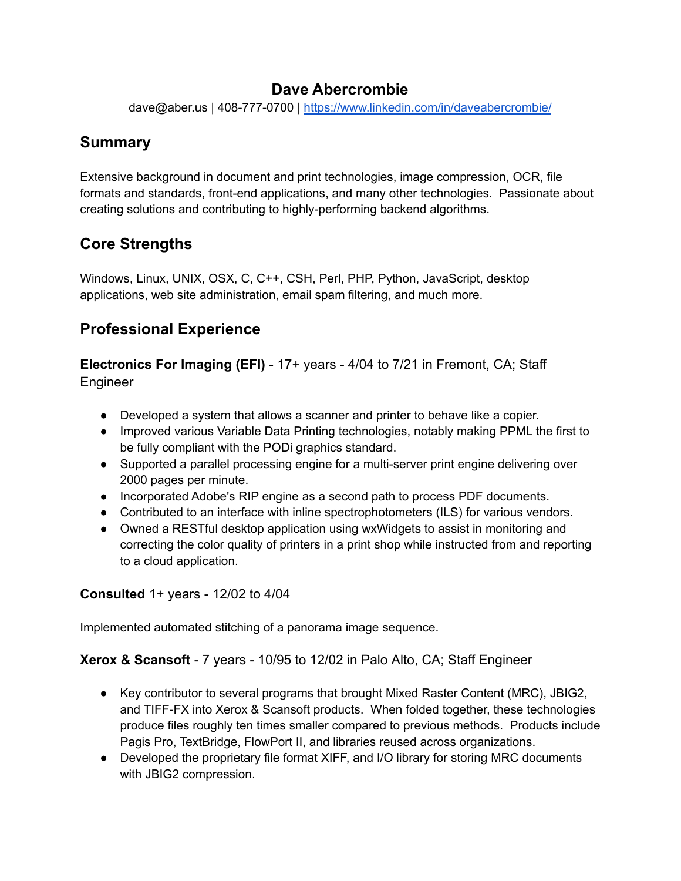# Dave Abercrombie

dave@aber.us | 408-777-0700 | [https://www.linkedin.com/in/daveabercrombie/](https://www.linkedin.com/in/daveabercrombie/)

## Summary

Extensive background in document and print technologies, image compression, OCR, file formats and standards, front-end applications, and many other technologies. Passionate about creating solutions and contributing to highly-performing backend algorithms.

## Core Strengths

Windows, Linux, UNIX, OSX, C, C++, CSH, Perl, PHP, Python, JavaScript, desktop applications, web site administration, email spam filtering, and much more.

## Professional Experience

**Electronics For Imaging (EFI)** - 17+ years - 4/04 to 7/21 in Fremont, CA; Staff Engineer

- Developed a system that allows a scanner and printer to behave like a copier.
- Improved various Variable Data Printing technologies, notably making PPML the first to be fully compliant with the PODi graphics standard.
- Supported a parallel processing engine for a multi-server print engine delivering over 2000 pages per minute.
- Incorporated Adobe's RIP engine as a second path to process PDF documents.
- Contributed to an interface with inline spectrophotometers (ILS) for various vendors.
- Owned a RESTful desktop application using wxWidgets to assist in monitoring and correcting the color quality of printers in a print shop while instructed from and reporting to a cloud application.

**Consulted** 1+ years - 12/02 to 4/04

Implemented automated stitching of a panorama image sequence.

**Xerox & Scansoft** - 7 years - 10/95 to 12/02 in Palo Alto, CA; Staff Engineer

- Key contributor to several programs that brought Mixed Raster Content (MRC), JBIG2, and TIFF-FX into Xerox & Scansoft products. When folded together, these technologies produce files roughly ten times smaller compared to previous methods. Products include Pagis Pro, TextBridge, FlowPort II, and libraries reused across organizations.
- Developed the proprietary file format XIFF, and I/O library for storing MRC documents with JBIG2 compression.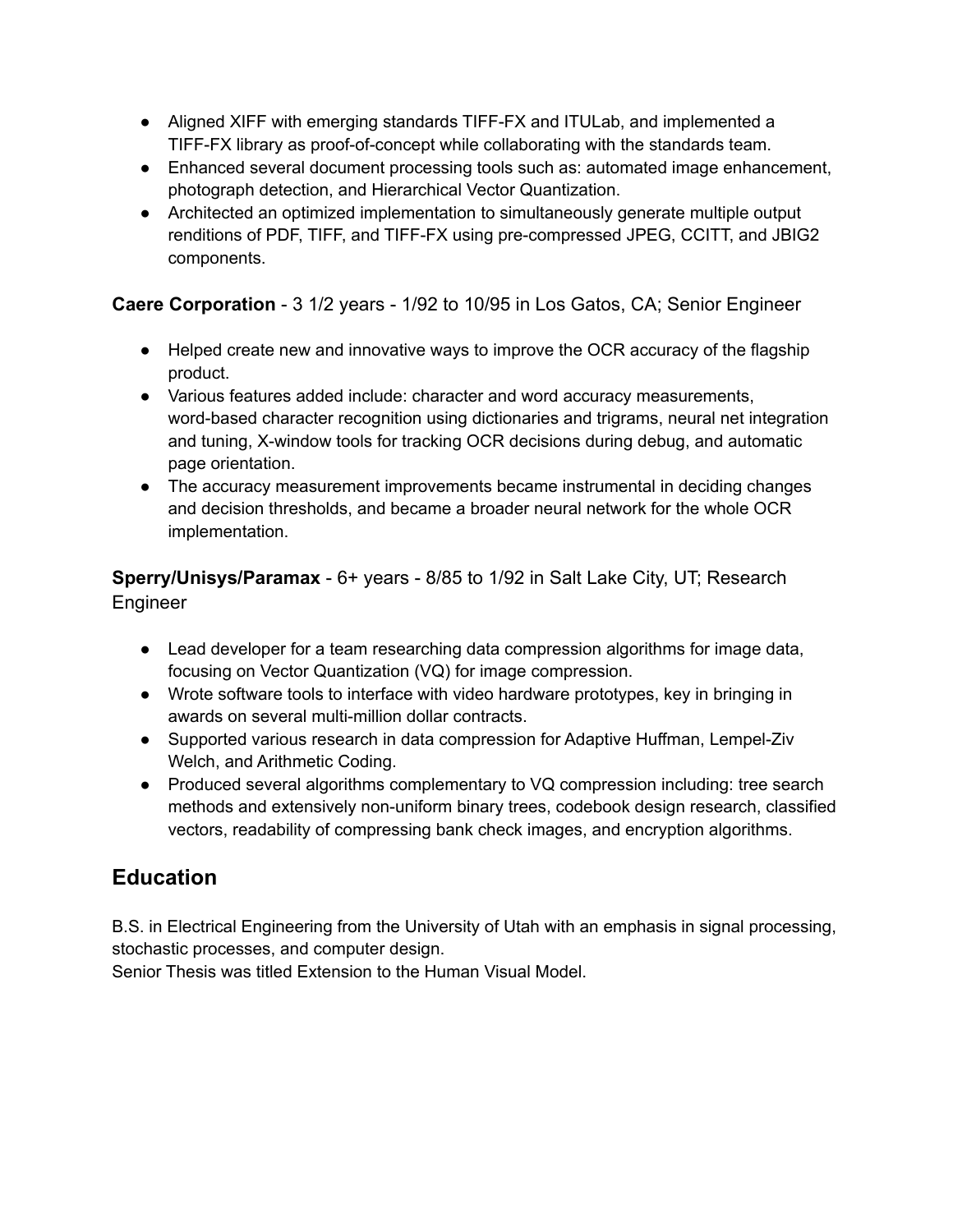- Aligned XIFF with emerging standards TIFF-FX and ITULab, and implemented a TIFF-FX library as proof-of-concept while collaborating with the standards team.
- Enhanced several document processing tools such as: automated image enhancement, photograph detection, and Hierarchical Vector Quantization.
- Architected an optimized implementation to simultaneously generate multiple output renditions of PDF, TIFF, and TIFF-FX using pre-compressed JPEG, CCITT, and JBIG2 components.

**Caere Corporation** - 3 1/2 years - 1/92 to 10/95 in Los Gatos, CA; Senior Engineer

- Helped create new and innovative ways to improve the OCR accuracy of the flagship product.
- Various features added include: character and word accuracy measurements, word-based character recognition using dictionaries and trigrams, neural net integration and tuning, X-window tools for tracking OCR decisions during debug, and automatic page orientation.
- The accuracy measurement improvements became instrumental in deciding changes and decision thresholds, and became a broader neural network for the whole OCR implementation.

**Sperry/Unisys/Paramax** - 6+ years - 8/85 to 1/92 in Salt Lake City, UT; Research Engineer

- Lead developer for a team researching data compression algorithms for image data, focusing on Vector Quantization (VQ) for image compression.
- Wrote software tools to interface with video hardware prototypes, key in bringing in awards on several multi-million dollar contracts.
- Supported various research in data compression for Adaptive Huffman, Lempel-Ziv Welch, and Arithmetic Coding.
- Produced several algorithms complementary to VQ compression including: tree search methods and extensively non-uniform binary trees, codebook design research, classified vectors, readability of compressing bank check images, and encryption algorithms.

## Education

B.S. in Electrical Engineering from the University of Utah with an emphasis in signal processing, stochastic processes, and computer design.
Senior Thesis was titled Extension to the Human Visual Model.